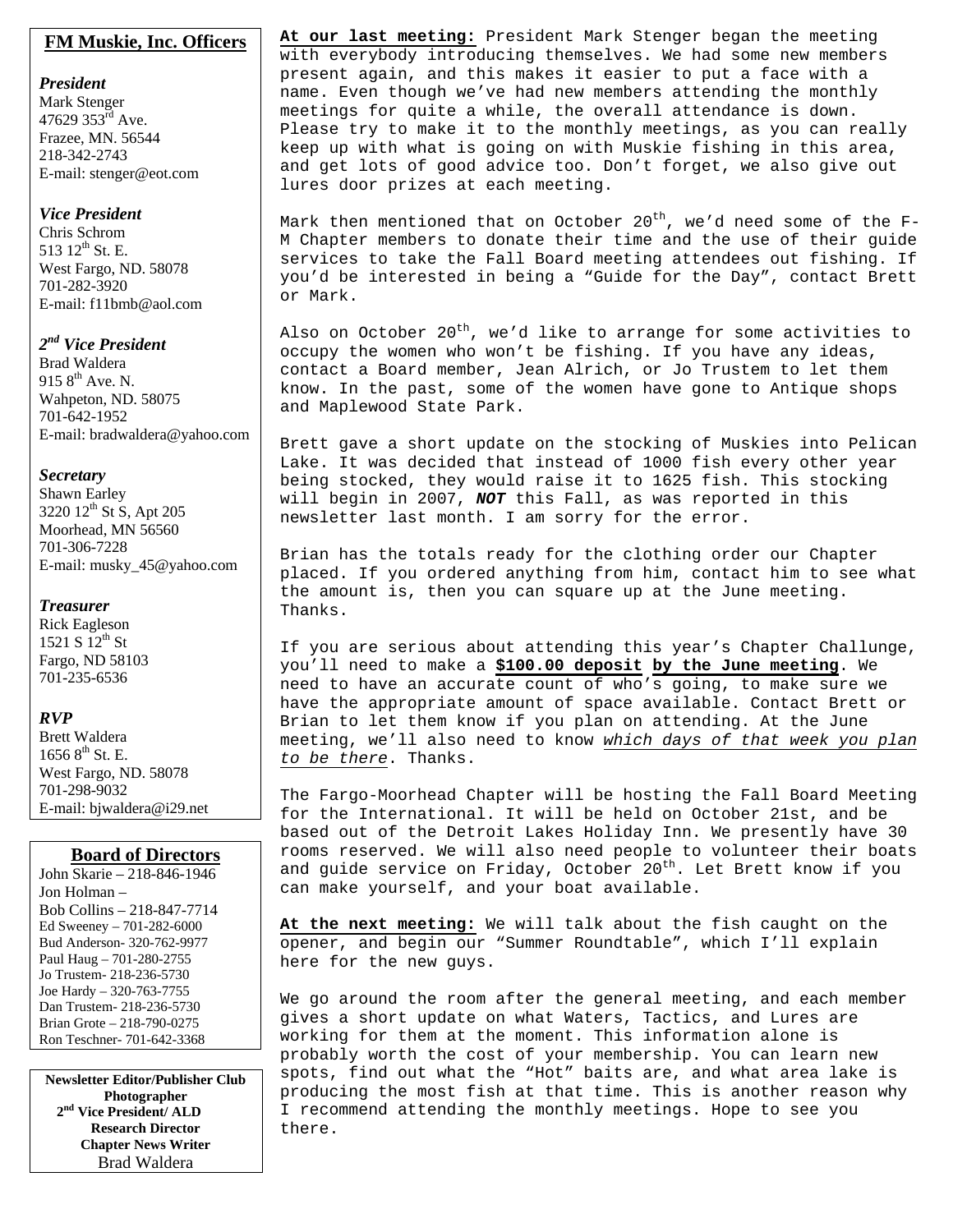## FM Muskie, Inc. Officers

***President***
Mark Stenger
47629 353rd Ave.
Frazee, MN. 56544
218-342-2743
E-mail: stenger@eot.com

***Vice President***
Chris Schrom
513 12th St. E.
West Fargo, ND. 58078
701-282-3920
E-mail: f11bmb@aol.com

***2nd Vice President***
Brad Waldera
915 8th Ave. N.
Wahpeton, ND. 58075
701-642-1952
E-mail: bradwaldera@yahoo.com

***Secretary***
Shawn Earley
3220 12th St S, Apt 205
Moorhead, MN 56560
701-306-7228
E-mail: musky_45@yahoo.com

***Treasurer***
Rick Eagleson
1521 S 12th St
Fargo, ND 58103
701-235-6536

***RVP***
Brett Waldera
1656 8th St. E.
West Fargo, ND. 58078
701-298-9032
E-mail: bjwaldera@i29.net

## Board of Directors

John Skarie – 218-846-1946
Jon Holman –
Bob Collins – 218-847-7714
Ed Sweeney – 701-282-6000
Bud Anderson- 320-762-9977
Paul Haug – 701-280-2755
Jo Trustem- 218-236-5730
Joe Hardy – 320-763-7755
Dan Trustem- 218-236-5730
Brian Grote – 218-790-0275
Ron Teschner- 701-642-3368

**Newsletter Editor/Publisher Club Photographer**
**2nd Vice President/ ALD Research Director**
**Chapter News Writer**
Brad Waldera

---

**At our last meeting:** President Mark Stenger began the meeting with everybody introducing themselves. We had some new members present again, and this makes it easier to put a face with a name. Even though we've had new members attending the monthly meetings for quite a while, the overall attendance is down. Please try to make it to the monthly meetings, as you can really keep up with what is going on with Muskie fishing in this area, and get lots of good advice too. Don't forget, we also give out lures door prizes at each meeting.

Mark then mentioned that on October 20th, we'd need some of the F-M Chapter members to donate their time and the use of their guide services to take the Fall Board meeting attendees out fishing. If you'd be interested in being a "Guide for the Day", contact Brett or Mark.

Also on October 20th, we'd like to arrange for some activities to occupy the women who won't be fishing. If you have any ideas, contact a Board member, Jean Alrich, or Jo Trustem to let them know. In the past, some of the women have gone to Antique shops and Maplewood State Park.

Brett gave a short update on the stocking of Muskies into Pelican Lake. It was decided that instead of 1000 fish every other year being stocked, they would raise it to 1625 fish. This stocking will begin in 2007, ***NOT*** this Fall, as was reported in this newsletter last month. I am sorry for the error.

Brian has the totals ready for the clothing order our Chapter placed. If you ordered anything from him, contact him to see what the amount is, then you can square up at the June meeting. Thanks.

If you are serious about attending this year's Chapter Challunge, you'll need to make a **$100.00 deposit by the June meeting**. We need to have an accurate count of who's going, to make sure we have the appropriate amount of space available. Contact Brett or Brian to let them know if you plan on attending. At the June meeting, we'll also need to know *which days of that week you plan to be there*. Thanks.

The Fargo-Moorhead Chapter will be hosting the Fall Board Meeting for the International. It will be held on October 21st, and be based out of the Detroit Lakes Holiday Inn. We presently have 30 rooms reserved. We will also need people to volunteer their boats and guide service on Friday, October 20th. Let Brett know if you can make yourself, and your boat available.

**At the next meeting:** We will talk about the fish caught on the opener, and begin our "Summer Roundtable", which I'll explain here for the new guys.

We go around the room after the general meeting, and each member gives a short update on what Waters, Tactics, and Lures are working for them at the moment. This information alone is probably worth the cost of your membership. You can learn new spots, find out what the "Hot" baits are, and what area lake is producing the most fish at that time. This is another reason why I recommend attending the monthly meetings. Hope to see you there.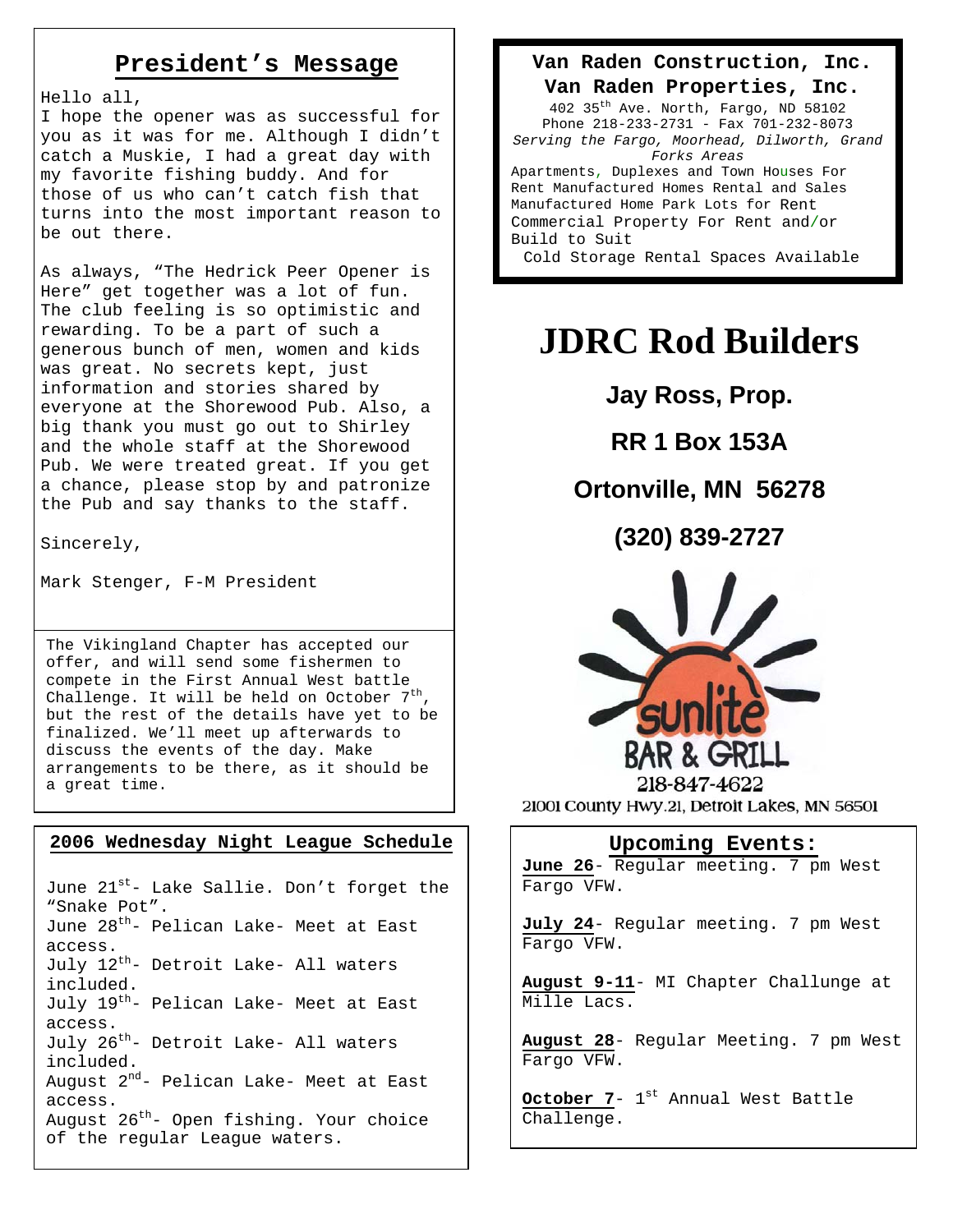## President's Message

Hello all,
I hope the opener was as successful for you as it was for me. Although I didn't catch a Muskie, I had a great day with my favorite fishing buddy. And for those of us who can't catch fish that turns into the most important reason to be out there.

As always, "The Hedrick Peer Opener is Here" get together was a lot of fun. The club feeling is so optimistic and rewarding. To be a part of such a generous bunch of men, women and kids was great. No secrets kept, just information and stories shared by everyone at the Shorewood Pub. Also, a big thank you must go out to Shirley and the whole staff at the Shorewood Pub. We were treated great. If you get a chance, please stop by and patronize the Pub and say thanks to the staff.

Sincerely,

Mark Stenger, F-M President

The Vikingland Chapter has accepted our offer, and will send some fishermen to compete in the First Annual West battle Challenge. It will be held on October 7th, but the rest of the details have yet to be finalized. We'll meet up afterwards to discuss the events of the day. Make arrangements to be there, as it should be a great time.

### 2006 Wednesday Night League Schedule

June 21st- Lake Sallie. Don't forget the "Snake Pot".
June 28th- Pelican Lake- Meet at East access.
July 12th- Detroit Lake- All waters included.
July 19th- Pelican Lake- Meet at East access.
July 26th- Detroit Lake- All waters included.
August 2nd- Pelican Lake- Meet at East access.
August 26th- Open fishing. Your choice of the regular League waters.

**Van Raden Construction, Inc.**
**Van Raden Properties, Inc.**
402 35th Ave. North, Fargo, ND 58102
Phone 218-233-2731 - Fax 701-232-8073
*Serving the Fargo, Moorhead, Dilworth, Grand Forks Areas*
Apartments, Duplexes and Town Houses For Rent Manufactured Homes Rental and Sales
Manufactured Home Park Lots for Rent
Commercial Property For Rent and/or Build to Suit
Cold Storage Rental Spaces Available

# JDRC Rod Builders

**Jay Ross, Prop.**

**RR 1 Box 153A**

**Ortonville, MN 56278**

**(320) 839-2727**

sunlite BAR & GRILL
218-847-4622
21001 County Hwy.21, Detroit Lakes, MN 56501

### Upcoming Events:

**June 26**- Regular meeting. 7 pm West Fargo VFW.

**July 24**- Regular meeting. 7 pm West Fargo VFW.

**August 9-11**- MI Chapter Challunge at Mille Lacs.

**August 28**- Regular Meeting. 7 pm West Fargo VFW.

**October 7**- 1st Annual West Battle Challenge.